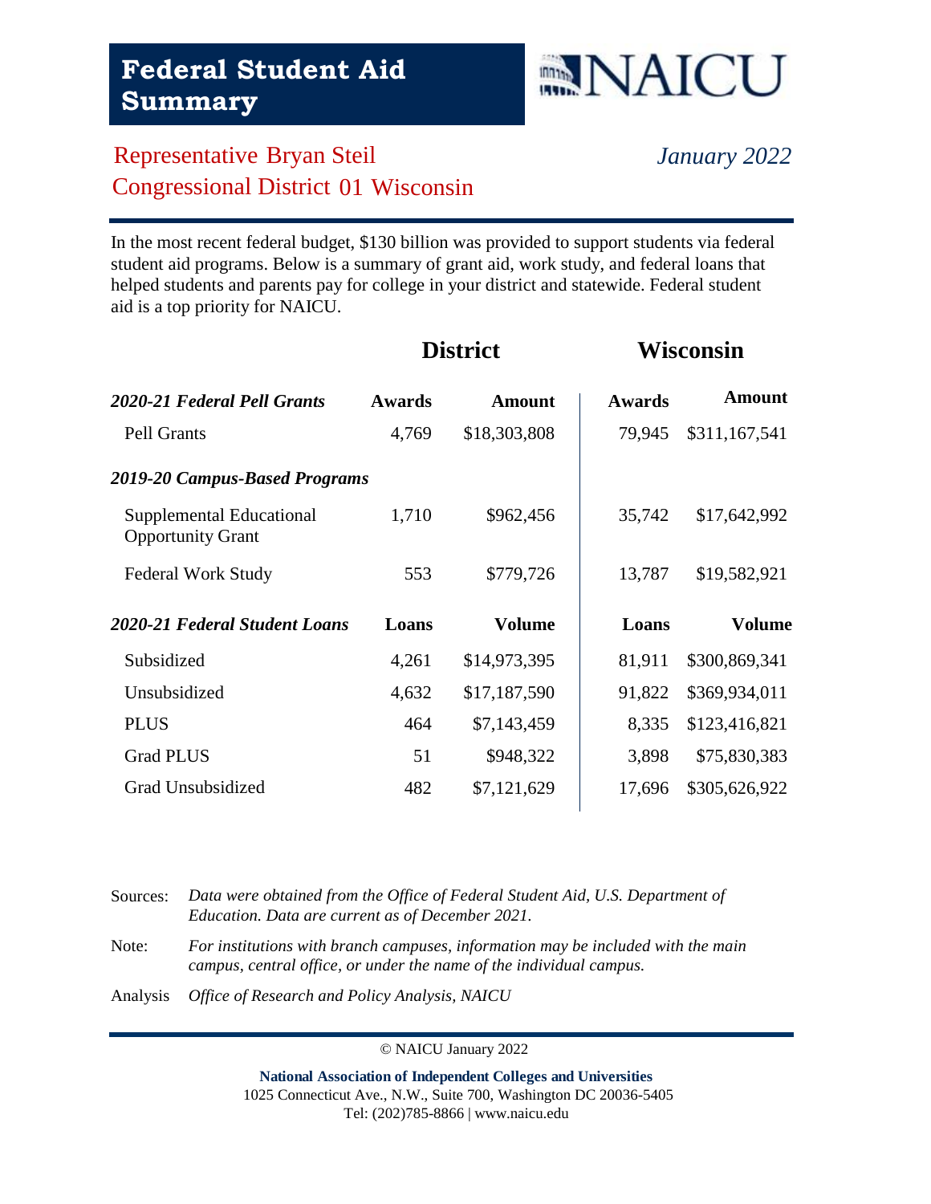# Federal Student Aid Summary

NAICU

Representative Bryan Steil
Congressional District 01 Wisconsin

*January 2022*

In the most recent federal budget, $130 billion was provided to support students via federal student aid programs. Below is a summary of grant aid, work study, and federal loans that helped students and parents pay for college in your district and statewide. Federal student aid is a top priority for NAICU.

| | District | | Wisconsin | |
|---|---|---|---|---|
| ***2020-21 Federal Pell Grants*** | **Awards** | **Amount** | **Awards** | **Amount** |
| Pell Grants | 4,769 | $18,303,808 | 79,945 | $311,167,541 |
| ***2019-20 Campus-Based Programs*** | | | | |
| Supplemental Educational Opportunity Grant | 1,710 | $962,456 | 35,742 | $17,642,992 |
| Federal Work Study | 553 | $779,726 | 13,787 | $19,582,921 |
| ***2020-21 Federal Student Loans*** | **Loans** | **Volume** | **Loans** | **Volume** |
| Subsidized | 4,261 | $14,973,395 | 81,911 | $300,869,341 |
| Unsubsidized | 4,632 | $17,187,590 | 91,822 | $369,934,011 |
| PLUS | 464 | $7,143,459 | 8,335 | $123,416,821 |
| Grad PLUS | 51 | $948,322 | 3,898 | $75,830,383 |
| Grad Unsubsidized | 482 | $7,121,629 | 17,696 | $305,626,922 |

Sources: *Data were obtained from the Office of Federal Student Aid, U.S. Department of Education. Data are current as of December 2021.*

Note: *For institutions with branch campuses, information may be included with the main campus, central office, or under the name of the individual campus.*

Analysis *Office of Research and Policy Analysis, NAICU*

© NAICU January 2022

**National Association of Independent Colleges and Universities**
1025 Connecticut Ave., N.W., Suite 700, Washington DC 20036-5405
Tel: (202)785-8866 | www.naicu.edu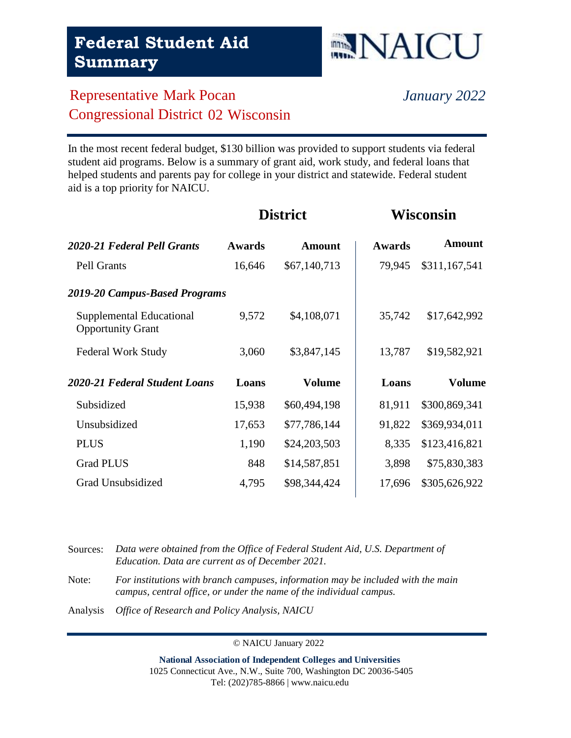# Federal Student Aid Summary

NAICU

Representative Mark Pocan
Congressional District 02 Wisconsin

*January 2022*

In the most recent federal budget, $130 billion was provided to support students via federal student aid programs. Below is a summary of grant aid, work study, and federal loans that helped students and parents pay for college in your district and statewide. Federal student aid is a top priority for NAICU.

| | District | | Wisconsin | |
|---|---|---|---|---|
| ***2020-21 Federal Pell Grants*** | **Awards** | **Amount** | **Awards** | **Amount** |
| Pell Grants | 16,646 | $67,140,713 | 79,945 | $311,167,541 |
| ***2019-20 Campus-Based Programs*** | | | | |
| Supplemental Educational Opportunity Grant | 9,572 | $4,108,071 | 35,742 | $17,642,992 |
| Federal Work Study | 3,060 | $3,847,145 | 13,787 | $19,582,921 |
| ***2020-21 Federal Student Loans*** | **Loans** | **Volume** | **Loans** | **Volume** |
| Subsidized | 15,938 | $60,494,198 | 81,911 | $300,869,341 |
| Unsubsidized | 17,653 | $77,786,144 | 91,822 | $369,934,011 |
| PLUS | 1,190 | $24,203,503 | 8,335 | $123,416,821 |
| Grad PLUS | 848 | $14,587,851 | 3,898 | $75,830,383 |
| Grad Unsubsidized | 4,795 | $98,344,424 | 17,696 | $305,626,922 |

Sources: *Data were obtained from the Office of Federal Student Aid, U.S. Department of Education. Data are current as of December 2021.*

Note: *For institutions with branch campuses, information may be included with the main campus, central office, or under the name of the individual campus.*

Analysis *Office of Research and Policy Analysis, NAICU*

© NAICU January 2022

**National Association of Independent Colleges and Universities**
1025 Connecticut Ave., N.W., Suite 700, Washington DC 20036-5405
Tel: (202)785-8866 | www.naicu.edu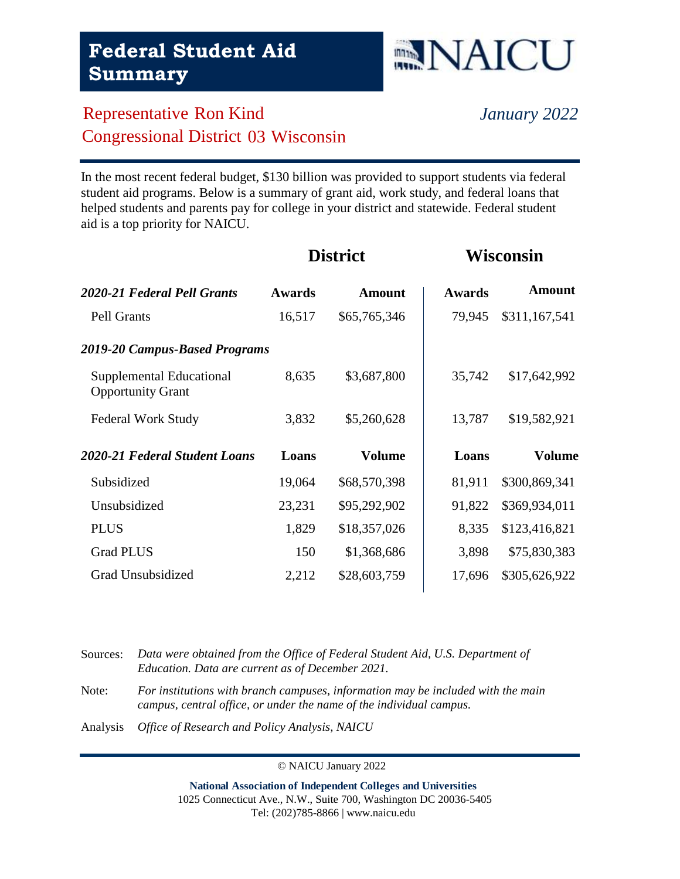# Federal Student Aid Summary

NAICU

Representative Ron Kind
Congressional District 03 Wisconsin

*January 2022*

In the most recent federal budget, $130 billion was provided to support students via federal student aid programs. Below is a summary of grant aid, work study, and federal loans that helped students and parents pay for college in your district and statewide. Federal student aid is a top priority for NAICU.

| | District | | Wisconsin | |
|---|---|---|---|---|
| ***2020-21 Federal Pell Grants*** | **Awards** | **Amount** | **Awards** | **Amount** |
| Pell Grants | 16,517 | $65,765,346 | 79,945 | $311,167,541 |
| ***2019-20 Campus-Based Programs*** | | | | |
| Supplemental Educational Opportunity Grant | 8,635 | $3,687,800 | 35,742 | $17,642,992 |
| Federal Work Study | 3,832 | $5,260,628 | 13,787 | $19,582,921 |
| ***2020-21 Federal Student Loans*** | **Loans** | **Volume** | **Loans** | **Volume** |
| Subsidized | 19,064 | $68,570,398 | 81,911 | $300,869,341 |
| Unsubsidized | 23,231 | $95,292,902 | 91,822 | $369,934,011 |
| PLUS | 1,829 | $18,357,026 | 8,335 | $123,416,821 |
| Grad PLUS | 150 | $1,368,686 | 3,898 | $75,830,383 |
| Grad Unsubsidized | 2,212 | $28,603,759 | 17,696 | $305,626,922 |

Sources: *Data were obtained from the Office of Federal Student Aid, U.S. Department of Education. Data are current as of December 2021.*

Note: *For institutions with branch campuses, information may be included with the main campus, central office, or under the name of the individual campus.*

Analysis *Office of Research and Policy Analysis, NAICU*

© NAICU January 2022

**National Association of Independent Colleges and Universities**
1025 Connecticut Ave., N.W., Suite 700, Washington DC 20036-5405
Tel: (202)785-8866 | www.naicu.edu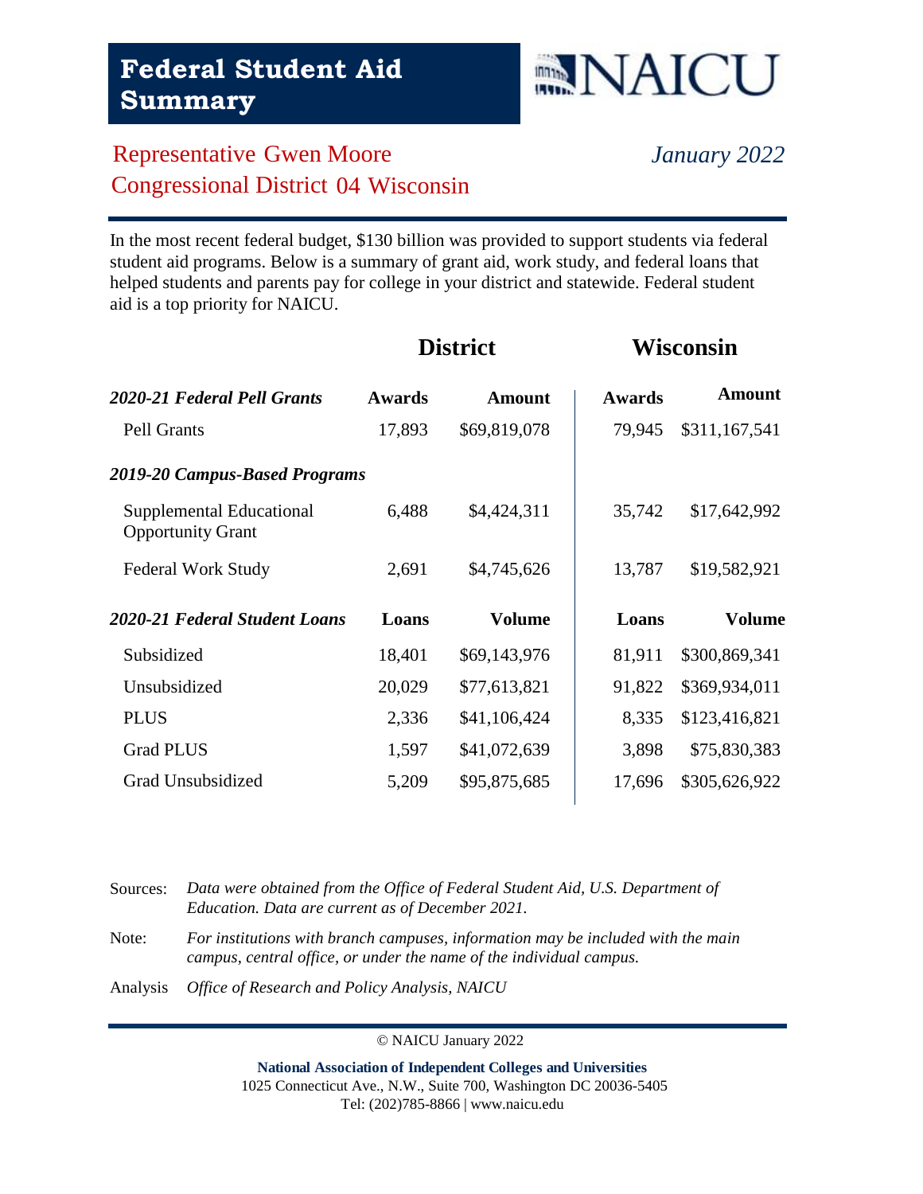# Federal Student Aid Summary

NAICU

Representative Gwen Moore
Congressional District 04 Wisconsin

*January 2022*

In the most recent federal budget, $130 billion was provided to support students via federal student aid programs. Below is a summary of grant aid, work study, and federal loans that helped students and parents pay for college in your district and statewide. Federal student aid is a top priority for NAICU.

| | District | | Wisconsin | |
|---|---|---|---|---|
| ***2020-21 Federal Pell Grants*** | **Awards** | **Amount** | **Awards** | **Amount** |
| Pell Grants | 17,893 | $69,819,078 | 79,945 | $311,167,541 |
| ***2019-20 Campus-Based Programs*** | | | | |
| Supplemental Educational Opportunity Grant | 6,488 | $4,424,311 | 35,742 | $17,642,992 |
| Federal Work Study | 2,691 | $4,745,626 | 13,787 | $19,582,921 |
| ***2020-21 Federal Student Loans*** | **Loans** | **Volume** | **Loans** | **Volume** |
| Subsidized | 18,401 | $69,143,976 | 81,911 | $300,869,341 |
| Unsubsidized | 20,029 | $77,613,821 | 91,822 | $369,934,011 |
| PLUS | 2,336 | $41,106,424 | 8,335 | $123,416,821 |
| Grad PLUS | 1,597 | $41,072,639 | 3,898 | $75,830,383 |
| Grad Unsubsidized | 5,209 | $95,875,685 | 17,696 | $305,626,922 |

Sources: *Data were obtained from the Office of Federal Student Aid, U.S. Department of Education. Data are current as of December 2021.*

Note: *For institutions with branch campuses, information may be included with the main campus, central office, or under the name of the individual campus.*

Analysis *Office of Research and Policy Analysis, NAICU*

© NAICU January 2022

**National Association of Independent Colleges and Universities**
1025 Connecticut Ave., N.W., Suite 700, Washington DC 20036-5405
Tel: (202)785-8866 | www.naicu.edu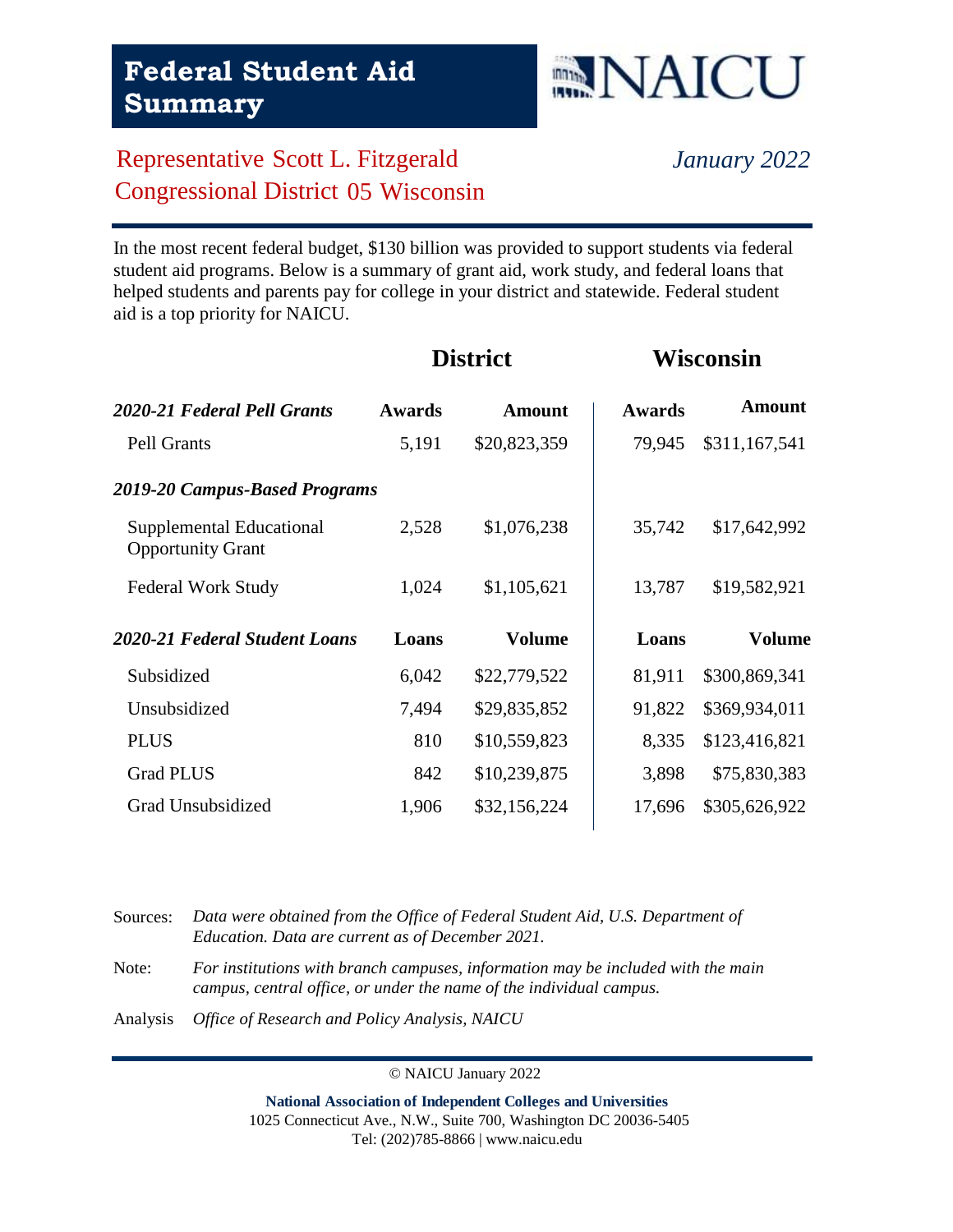# Federal Student Aid Summary

NAICU

Representative Scott L. Fitzgerald
Congressional District 05 Wisconsin

*January 2022*

In the most recent federal budget, $130 billion was provided to support students via federal student aid programs. Below is a summary of grant aid, work study, and federal loans that helped students and parents pay for college in your district and statewide. Federal student aid is a top priority for NAICU.

| | District | | Wisconsin | |
|---|---|---|---|---|
| ***2020-21 Federal Pell Grants*** | **Awards** | **Amount** | **Awards** | **Amount** |
| Pell Grants | 5,191 | $20,823,359 | 79,945 | $311,167,541 |
| ***2019-20 Campus-Based Programs*** | | | | |
| Supplemental Educational Opportunity Grant | 2,528 | $1,076,238 | 35,742 | $17,642,992 |
| Federal Work Study | 1,024 | $1,105,621 | 13,787 | $19,582,921 |
| ***2020-21 Federal Student Loans*** | **Loans** | **Volume** | **Loans** | **Volume** |
| Subsidized | 6,042 | $22,779,522 | 81,911 | $300,869,341 |
| Unsubsidized | 7,494 | $29,835,852 | 91,822 | $369,934,011 |
| PLUS | 810 | $10,559,823 | 8,335 | $123,416,821 |
| Grad PLUS | 842 | $10,239,875 | 3,898 | $75,830,383 |
| Grad Unsubsidized | 1,906 | $32,156,224 | 17,696 | $305,626,922 |

Sources: *Data were obtained from the Office of Federal Student Aid, U.S. Department of Education. Data are current as of December 2021.*

Note: *For institutions with branch campuses, information may be included with the main campus, central office, or under the name of the individual campus.*

Analysis *Office of Research and Policy Analysis, NAICU*

© NAICU January 2022

**National Association of Independent Colleges and Universities**
1025 Connecticut Ave., N.W., Suite 700, Washington DC 20036-5405
Tel: (202)785-8866 | www.naicu.edu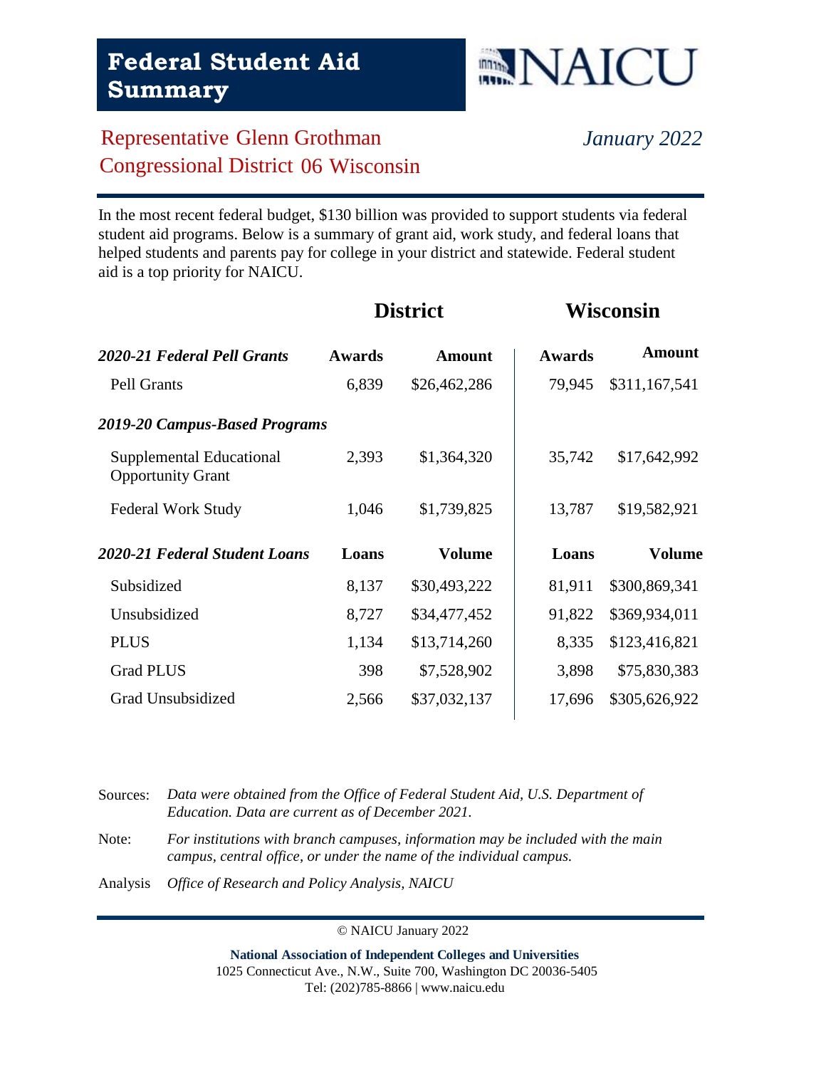# Federal Student Aid Summary

NAICU

Representative Glenn Grothman
Congressional District 06 Wisconsin

*January 2022*

In the most recent federal budget, $130 billion was provided to support students via federal student aid programs. Below is a summary of grant aid, work study, and federal loans that helped students and parents pay for college in your district and statewide. Federal student aid is a top priority for NAICU.

| | District | | Wisconsin | |
|---|---|---|---|---|
| ***2020-21 Federal Pell Grants*** | **Awards** | **Amount** | **Awards** | **Amount** |
| Pell Grants | 6,839 | $26,462,286 | 79,945 | $311,167,541 |
| ***2019-20 Campus-Based Programs*** | | | | |
| Supplemental Educational Opportunity Grant | 2,393 | $1,364,320 | 35,742 | $17,642,992 |
| Federal Work Study | 1,046 | $1,739,825 | 13,787 | $19,582,921 |
| ***2020-21 Federal Student Loans*** | **Loans** | **Volume** | **Loans** | **Volume** |
| Subsidized | 8,137 | $30,493,222 | 81,911 | $300,869,341 |
| Unsubsidized | 8,727 | $34,477,452 | 91,822 | $369,934,011 |
| PLUS | 1,134 | $13,714,260 | 8,335 | $123,416,821 |
| Grad PLUS | 398 | $7,528,902 | 3,898 | $75,830,383 |
| Grad Unsubsidized | 2,566 | $37,032,137 | 17,696 | $305,626,922 |

Sources: *Data were obtained from the Office of Federal Student Aid, U.S. Department of Education. Data are current as of December 2021.*

Note: *For institutions with branch campuses, information may be included with the main campus, central office, or under the name of the individual campus.*

Analysis *Office of Research and Policy Analysis, NAICU*

© NAICU January 2022

**National Association of Independent Colleges and Universities**
1025 Connecticut Ave., N.W., Suite 700, Washington DC 20036-5405
Tel: (202)785-8866 | www.naicu.edu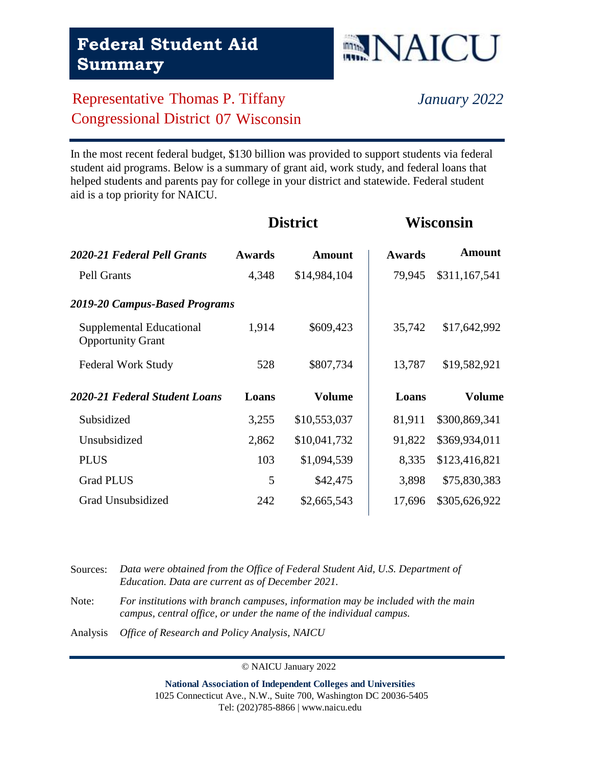# Federal Student Aid Summary

NAICU

Representative Thomas P. Tiffany
Congressional District 07 Wisconsin

*January 2022*

In the most recent federal budget, $130 billion was provided to support students via federal student aid programs. Below is a summary of grant aid, work study, and federal loans that helped students and parents pay for college in your district and statewide. Federal student aid is a top priority for NAICU.

| | District | | Wisconsin | |
|---|---|---|---|---|
| ***2020-21 Federal Pell Grants*** | **Awards** | **Amount** | **Awards** | **Amount** |
| Pell Grants | 4,348 | $14,984,104 | 79,945 | $311,167,541 |
| ***2019-20 Campus-Based Programs*** | | | | |
| Supplemental Educational Opportunity Grant | 1,914 | $609,423 | 35,742 | $17,642,992 |
| Federal Work Study | 528 | $807,734 | 13,787 | $19,582,921 |
| ***2020-21 Federal Student Loans*** | **Loans** | **Volume** | **Loans** | **Volume** |
| Subsidized | 3,255 | $10,553,037 | 81,911 | $300,869,341 |
| Unsubsidized | 2,862 | $10,041,732 | 91,822 | $369,934,011 |
| PLUS | 103 | $1,094,539 | 8,335 | $123,416,821 |
| Grad PLUS | 5 | $42,475 | 3,898 | $75,830,383 |
| Grad Unsubsidized | 242 | $2,665,543 | 17,696 | $305,626,922 |

Sources: *Data were obtained from the Office of Federal Student Aid, U.S. Department of Education. Data are current as of December 2021.*

Note: *For institutions with branch campuses, information may be included with the main campus, central office, or under the name of the individual campus.*

Analysis *Office of Research and Policy Analysis, NAICU*

© NAICU January 2022

**National Association of Independent Colleges and Universities**
1025 Connecticut Ave., N.W., Suite 700, Washington DC 20036-5405
Tel: (202)785-8866 | www.naicu.edu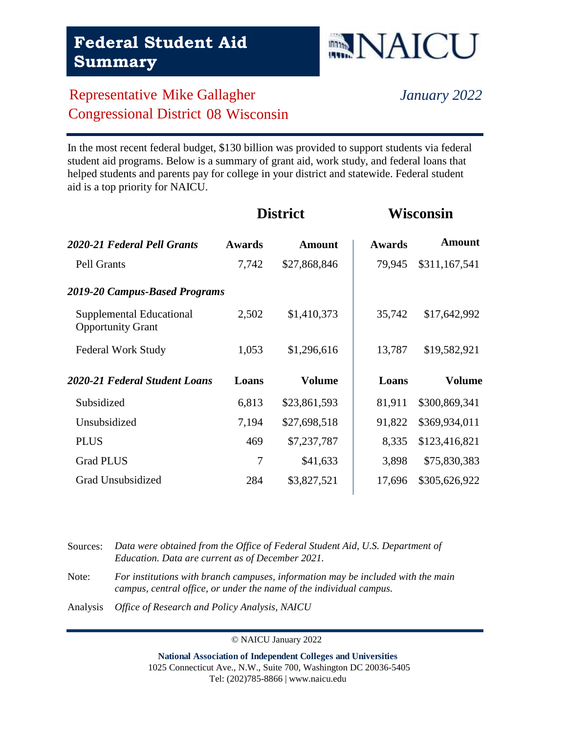# Federal Student Aid Summary

NAICU

## Representative Mike Gallagher
## Congressional District 08 Wisconsin

*January 2022*

In the most recent federal budget, $130 billion was provided to support students via federal student aid programs. Below is a summary of grant aid, work study, and federal loans that helped students and parents pay for college in your district and statewide. Federal student aid is a top priority for NAICU.

| | District | | Wisconsin | |
|---|---|---|---|---|
| ***2020-21 Federal Pell Grants*** | **Awards** | **Amount** | **Awards** | **Amount** |
| Pell Grants | 7,742 | $27,868,846 | 79,945 | $311,167,541 |
| ***2019-20 Campus-Based Programs*** | | | | |
| Supplemental Educational Opportunity Grant | 2,502 | $1,410,373 | 35,742 | $17,642,992 |
| Federal Work Study | 1,053 | $1,296,616 | 13,787 | $19,582,921 |
| ***2020-21 Federal Student Loans*** | **Loans** | **Volume** | **Loans** | **Volume** |
| Subsidized | 6,813 | $23,861,593 | 81,911 | $300,869,341 |
| Unsubsidized | 7,194 | $27,698,518 | 91,822 | $369,934,011 |
| PLUS | 469 | $7,237,787 | 8,335 | $123,416,821 |
| Grad PLUS | 7 | $41,633 | 3,898 | $75,830,383 |
| Grad Unsubsidized | 284 | $3,827,521 | 17,696 | $305,626,922 |

Sources: *Data were obtained from the Office of Federal Student Aid, U.S. Department of Education. Data are current as of December 2021.*

Note: *For institutions with branch campuses, information may be included with the main campus, central office, or under the name of the individual campus.*

Analysis *Office of Research and Policy Analysis, NAICU*

© NAICU January 2022

**National Association of Independent Colleges and Universities**
1025 Connecticut Ave., N.W., Suite 700, Washington DC 20036-5405
Tel: (202)785-8866 | www.naicu.edu